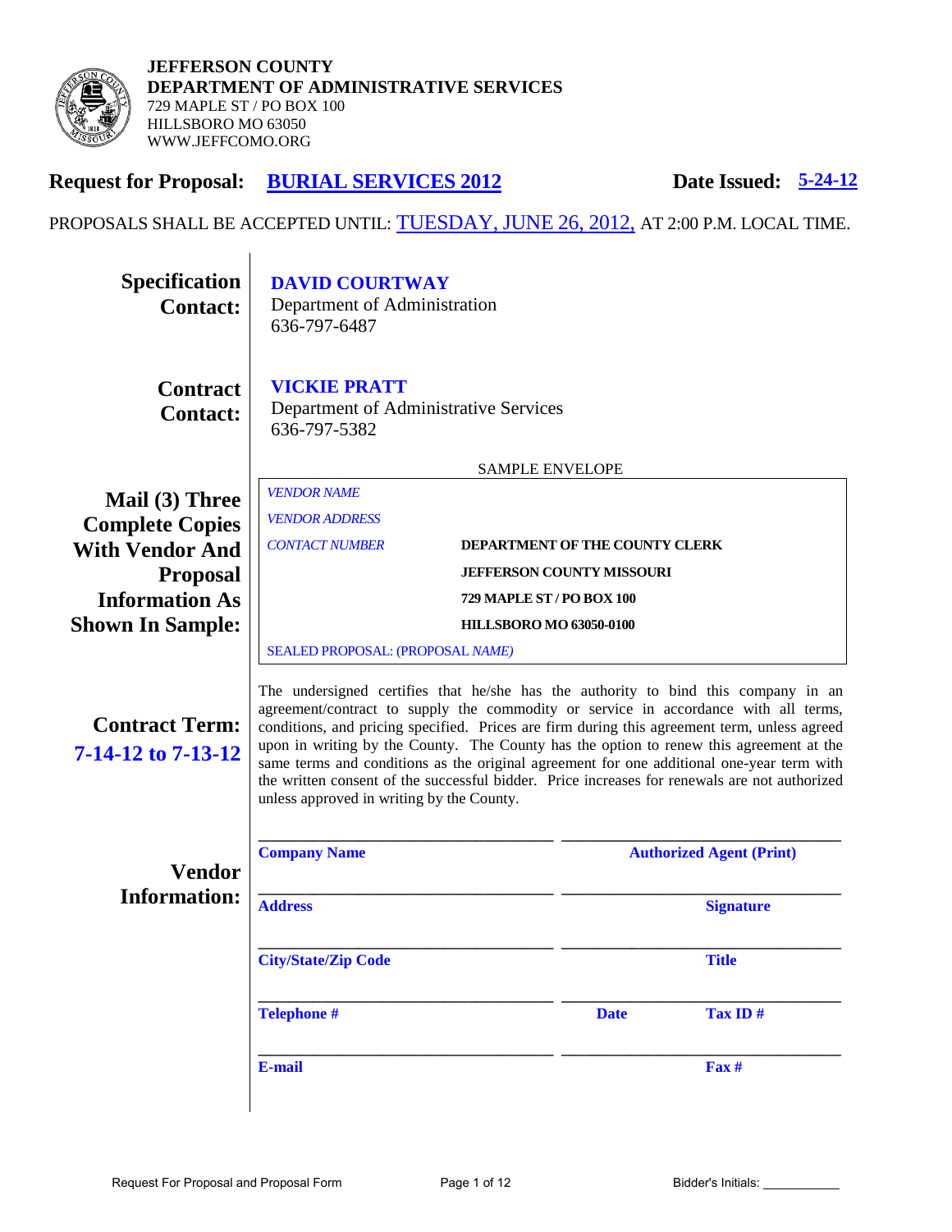**JEFFERSON COUNTY**
**DEPARTMENT OF ADMINISTRATIVE SERVICES**
729 MAPLE ST / PO BOX 100
HILLSBORO MO 63050
WWW.JEFFCOMO.ORG

## Request for Proposal: BURIAL SERVICES 2012 &nbsp;&nbsp;&nbsp;&nbsp; Date Issued: 5-24-12

PROPOSALS SHALL BE ACCEPTED UNTIL: TUESDAY, JUNE 26, 2012, AT 2:00 P.M. LOCAL TIME.

**Specification Contact:**
**DAVID COURTWAY**
Department of Administration
636-797-6487

**Contract Contact:**
**VICKIE PRATT**
Department of Administrative Services
636-797-5382

**Mail (3) Three Complete Copies With Vendor And Proposal Information As Shown In Sample:**

SAMPLE ENVELOPE

*VENDOR NAME*
*VENDOR ADDRESS*
*CONTACT NUMBER*

**DEPARTMENT OF THE COUNTY CLERK**
**JEFFERSON COUNTY MISSOURI**
**729 MAPLE ST / PO BOX 100**
**HILLSBORO MO 63050-0100**

SEALED PROPOSAL: (PROPOSAL *NAME)*

**Contract Term: 7-14-12 to 7-13-12**

The undersigned certifies that he/she has the authority to bind this company in an agreement/contract to supply the commodity or service in accordance with all terms, conditions, and pricing specified. Prices are firm during this agreement term, unless agreed upon in writing by the County. The County has the option to renew this agreement at the same terms and conditions as the original agreement for one additional one-year term with the written consent of the successful bidder. Price increases for renewals are not authorized unless approved in writing by the County.

**Vendor Information:**

| | |
|---|---|
| ______________________ | ______________________ |
| **Company Name** | **Authorized Agent (Print)** |
| ______________________ | ______________________ |
| **Address** | **Signature** |
| ______________________ | ______________________ |
| **City/State/Zip Code** | **Title** |
| ______________________ | ______________________ |
| **Telephone #** | **Date** &nbsp;&nbsp;&nbsp; **Tax ID #** |
| ______________________ | ______________________ |
| **E-mail** | **Fax #** |

Bidder's Initials: ___________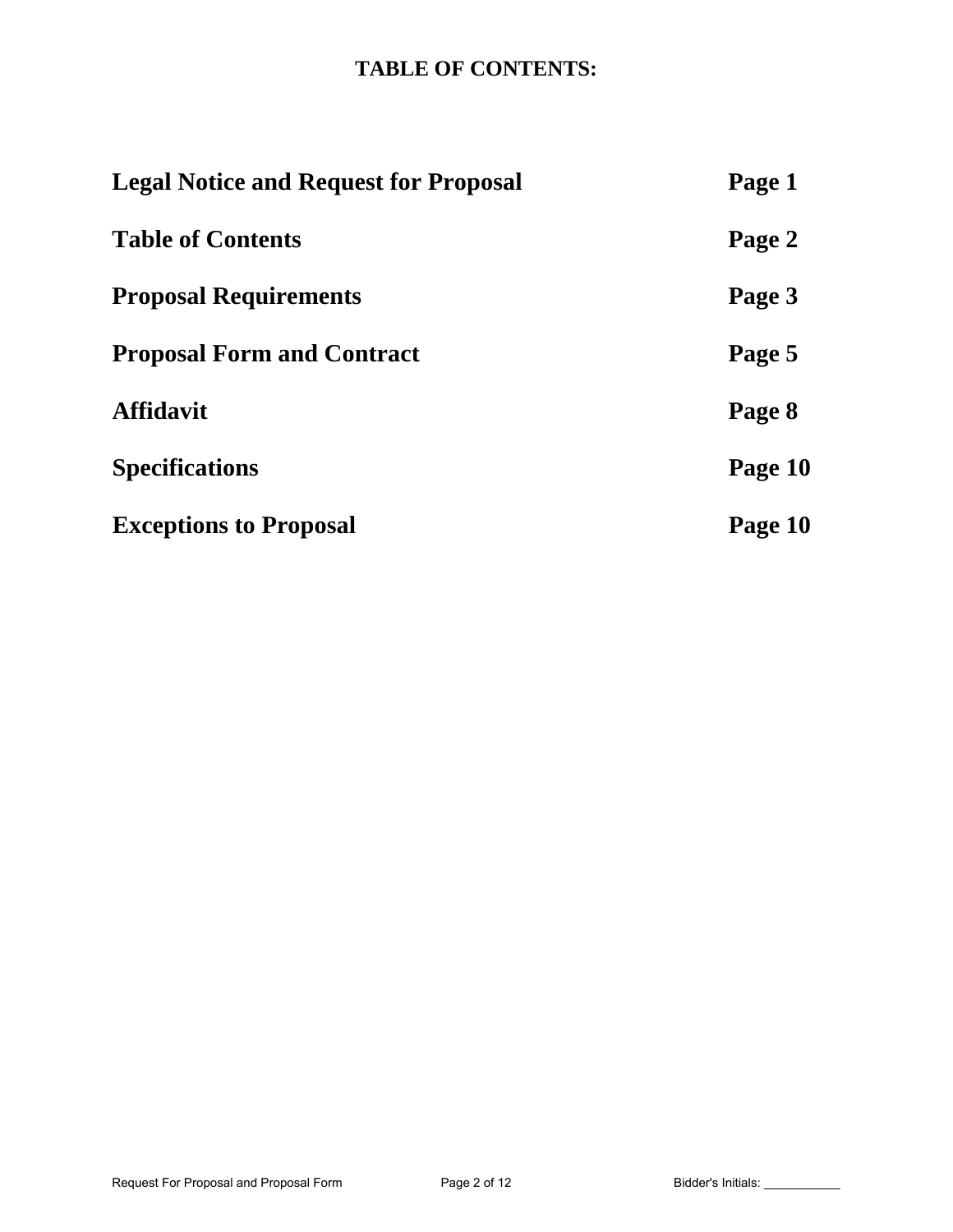# TABLE OF CONTENTS:

| | |
|---|---|
| **Legal Notice and Request for Proposal** | **Page 1** |
| **Table of Contents** | **Page 2** |
| **Proposal Requirements** | **Page 3** |
| **Proposal Form and Contract** | **Page 5** |
| **Affidavit** | **Page 8** |
| **Specifications** | **Page 10** |
| **Exceptions to Proposal** | **Page 10** |

Bidder's Initials: ___________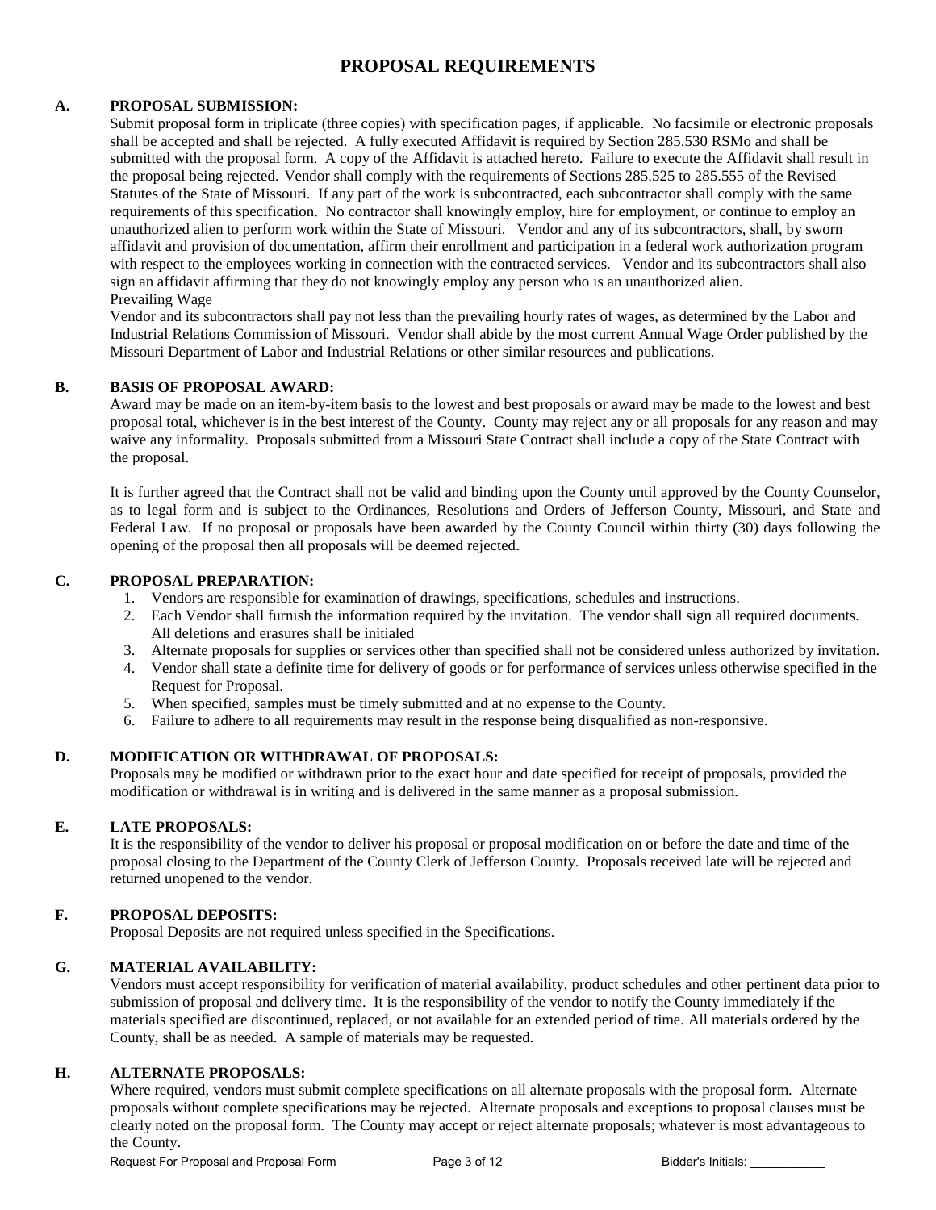# PROPOSAL REQUIREMENTS

**A. PROPOSAL SUBMISSION:**

Submit proposal form in triplicate (three copies) with specification pages, if applicable. No facsimile or electronic proposals shall be accepted and shall be rejected. A fully executed Affidavit is required by Section 285.530 RSMo and shall be submitted with the proposal form. A copy of the Affidavit is attached hereto. Failure to execute the Affidavit shall result in the proposal being rejected. Vendor shall comply with the requirements of Sections 285.525 to 285.555 of the Revised Statutes of the State of Missouri. If any part of the work is subcontracted, each subcontractor shall comply with the same requirements of this specification. No contractor shall knowingly employ, hire for employment, or continue to employ an unauthorized alien to perform work within the State of Missouri. Vendor and any of its subcontractors, shall, by sworn affidavit and provision of documentation, affirm their enrollment and participation in a federal work authorization program with respect to the employees working in connection with the contracted services. Vendor and its subcontractors shall also sign an affidavit affirming that they do not knowingly employ any person who is an unauthorized alien.

Prevailing Wage

Vendor and its subcontractors shall pay not less than the prevailing hourly rates of wages, as determined by the Labor and Industrial Relations Commission of Missouri. Vendor shall abide by the most current Annual Wage Order published by the Missouri Department of Labor and Industrial Relations or other similar resources and publications.

**B. BASIS OF PROPOSAL AWARD:**

Award may be made on an item-by-item basis to the lowest and best proposals or award may be made to the lowest and best proposal total, whichever is in the best interest of the County. County may reject any or all proposals for any reason and may waive any informality. Proposals submitted from a Missouri State Contract shall include a copy of the State Contract with the proposal.

It is further agreed that the Contract shall not be valid and binding upon the County until approved by the County Counselor, as to legal form and is subject to the Ordinances, Resolutions and Orders of Jefferson County, Missouri, and State and Federal Law. If no proposal or proposals have been awarded by the County Council within thirty (30) days following the opening of the proposal then all proposals will be deemed rejected.

**C. PROPOSAL PREPARATION:**

1. Vendors are responsible for examination of drawings, specifications, schedules and instructions.
2. Each Vendor shall furnish the information required by the invitation. The vendor shall sign all required documents. All deletions and erasures shall be initialed
3. Alternate proposals for supplies or services other than specified shall not be considered unless authorized by invitation.
4. Vendor shall state a definite time for delivery of goods or for performance of services unless otherwise specified in the Request for Proposal.
5. When specified, samples must be timely submitted and at no expense to the County.
6. Failure to adhere to all requirements may result in the response being disqualified as non-responsive.

**D. MODIFICATION OR WITHDRAWAL OF PROPOSALS:**

Proposals may be modified or withdrawn prior to the exact hour and date specified for receipt of proposals, provided the modification or withdrawal is in writing and is delivered in the same manner as a proposal submission.

**E. LATE PROPOSALS:**

It is the responsibility of the vendor to deliver his proposal or proposal modification on or before the date and time of the proposal closing to the Department of the County Clerk of Jefferson County. Proposals received late will be rejected and returned unopened to the vendor.

**F. PROPOSAL DEPOSITS:**

Proposal Deposits are not required unless specified in the Specifications.

**G. MATERIAL AVAILABILITY:**

Vendors must accept responsibility for verification of material availability, product schedules and other pertinent data prior to submission of proposal and delivery time. It is the responsibility of the vendor to notify the County immediately if the materials specified are discontinued, replaced, or not available for an extended period of time. All materials ordered by the County, shall be as needed. A sample of materials may be requested.

**H. ALTERNATE PROPOSALS:**

Where required, vendors must submit complete specifications on all alternate proposals with the proposal form. Alternate proposals without complete specifications may be rejected. Alternate proposals and exceptions to proposal clauses must be clearly noted on the proposal form. The County may accept or reject alternate proposals; whatever is most advantageous to the County.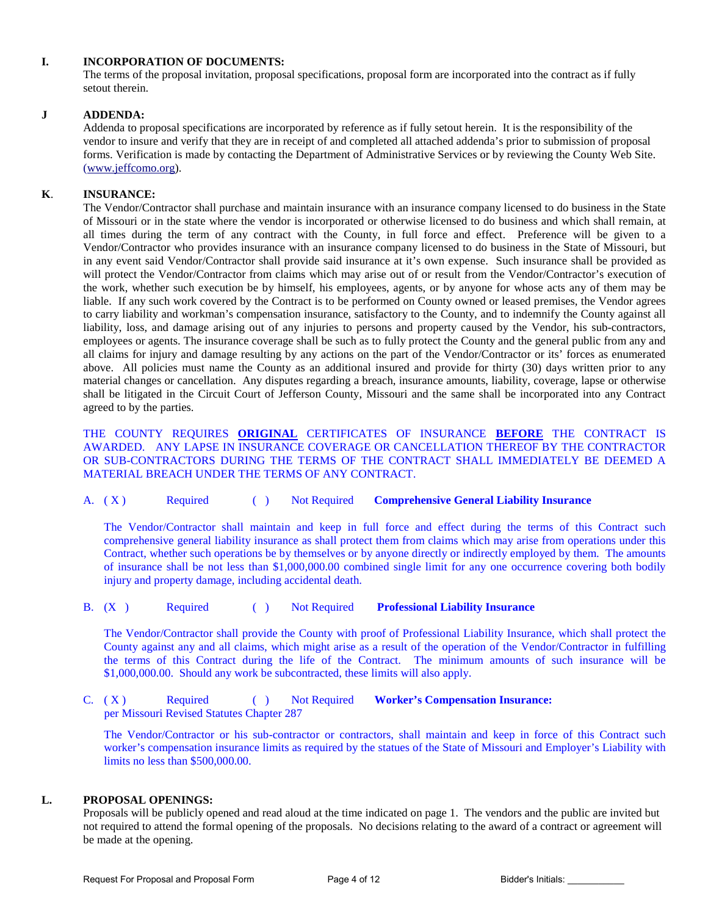**I. INCORPORATION OF DOCUMENTS:**

The terms of the proposal invitation, proposal specifications, proposal form are incorporated into the contract as if fully setout therein.

**J ADDENDA:**

Addenda to proposal specifications are incorporated by reference as if fully setout herein. It is the responsibility of the vendor to insure and verify that they are in receipt of and completed all attached addenda's prior to submission of proposal forms. Verification is made by contacting the Department of Administrative Services or by reviewing the County Web Site. (www.jeffcomo.org).

**K. INSURANCE:**

The Vendor/Contractor shall purchase and maintain insurance with an insurance company licensed to do business in the State of Missouri or in the state where the vendor is incorporated or otherwise licensed to do business and which shall remain, at all times during the term of any contract with the County, in full force and effect. Preference will be given to a Vendor/Contractor who provides insurance with an insurance company licensed to do business in the State of Missouri, but in any event said Vendor/Contractor shall provide said insurance at it's own expense. Such insurance shall be provided as will protect the Vendor/Contractor from claims which may arise out of or result from the Vendor/Contractor's execution of the work, whether such execution be by himself, his employees, agents, or by anyone for whose acts any of them may be liable. If any such work covered by the Contract is to be performed on County owned or leased premises, the Vendor agrees to carry liability and workman's compensation insurance, satisfactory to the County, and to indemnify the County against all liability, loss, and damage arising out of any injuries to persons and property caused by the Vendor, his sub-contractors, employees or agents. The insurance coverage shall be such as to fully protect the County and the general public from any and all claims for injury and damage resulting by any actions on the part of the Vendor/Contractor or its' forces as enumerated above. All policies must name the County as an additional insured and provide for thirty (30) days written prior to any material changes or cancellation. Any disputes regarding a breach, insurance amounts, liability, coverage, lapse or otherwise shall be litigated in the Circuit Court of Jefferson County, Missouri and the same shall be incorporated into any Contract agreed to by the parties.

THE COUNTY REQUIRES **ORIGINAL** CERTIFICATES OF INSURANCE **BEFORE** THE CONTRACT IS AWARDED. ANY LAPSE IN INSURANCE COVERAGE OR CANCELLATION THEREOF BY THE CONTRACTOR OR SUB-CONTRACTORS DURING THE TERMS OF THE CONTRACT SHALL IMMEDIATELY BE DEEMED A MATERIAL BREACH UNDER THE TERMS OF ANY CONTRACT.

A. ( X ) Required ( ) Not Required **Comprehensive General Liability Insurance**

The Vendor/Contractor shall maintain and keep in full force and effect during the terms of this Contract such comprehensive general liability insurance as shall protect them from claims which may arise from operations under this Contract, whether such operations be by themselves or by anyone directly or indirectly employed by them. The amounts of insurance shall be not less than $1,000,000.00 combined single limit for any one occurrence covering both bodily injury and property damage, including accidental death.

B. (X ) Required ( ) Not Required **Professional Liability Insurance**

The Vendor/Contractor shall provide the County with proof of Professional Liability Insurance, which shall protect the County against any and all claims, which might arise as a result of the operation of the Vendor/Contractor in fulfilling the terms of this Contract during the life of the Contract. The minimum amounts of such insurance will be $1,000,000.00. Should any work be subcontracted, these limits will also apply.

C. ( X ) Required ( ) Not Required **Worker's Compensation Insurance:**
per Missouri Revised Statutes Chapter 287

The Vendor/Contractor or his sub-contractor or contractors, shall maintain and keep in force of this Contract such worker's compensation insurance limits as required by the statues of the State of Missouri and Employer's Liability with limits no less than $500,000.00.

**L. PROPOSAL OPENINGS:**

Proposals will be publicly opened and read aloud at the time indicated on page 1. The vendors and the public are invited but not required to attend the formal opening of the proposals. No decisions relating to the award of a contract or agreement will be made at the opening.

Bidder's Initials: ___________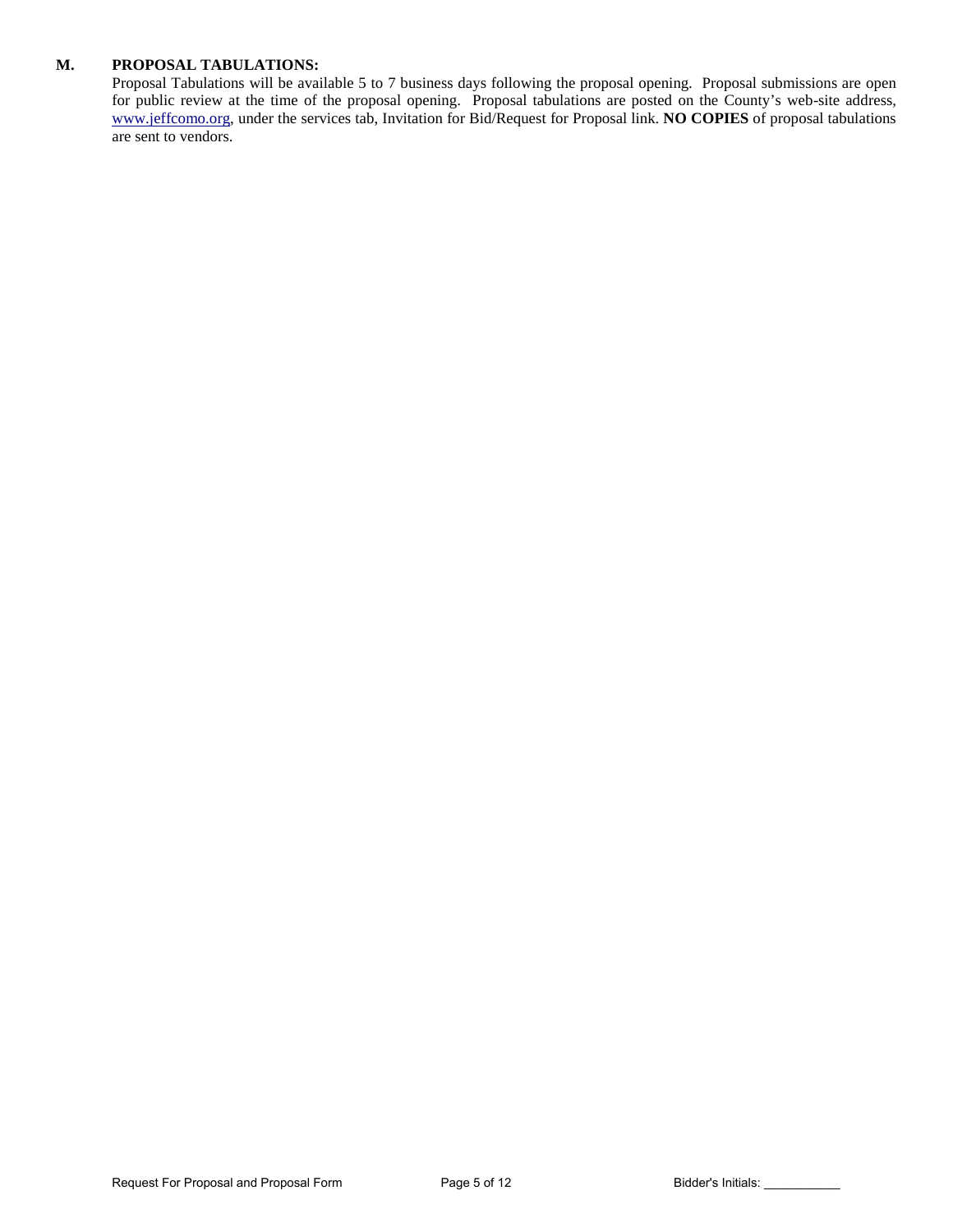**M. PROPOSAL TABULATIONS:**

Proposal Tabulations will be available 5 to 7 business days following the proposal opening. Proposal submissions are open for public review at the time of the proposal opening. Proposal tabulations are posted on the County's web-site address, www.jeffcomo.org, under the services tab, Invitation for Bid/Request for Proposal link. **NO COPIES** of proposal tabulations are sent to vendors.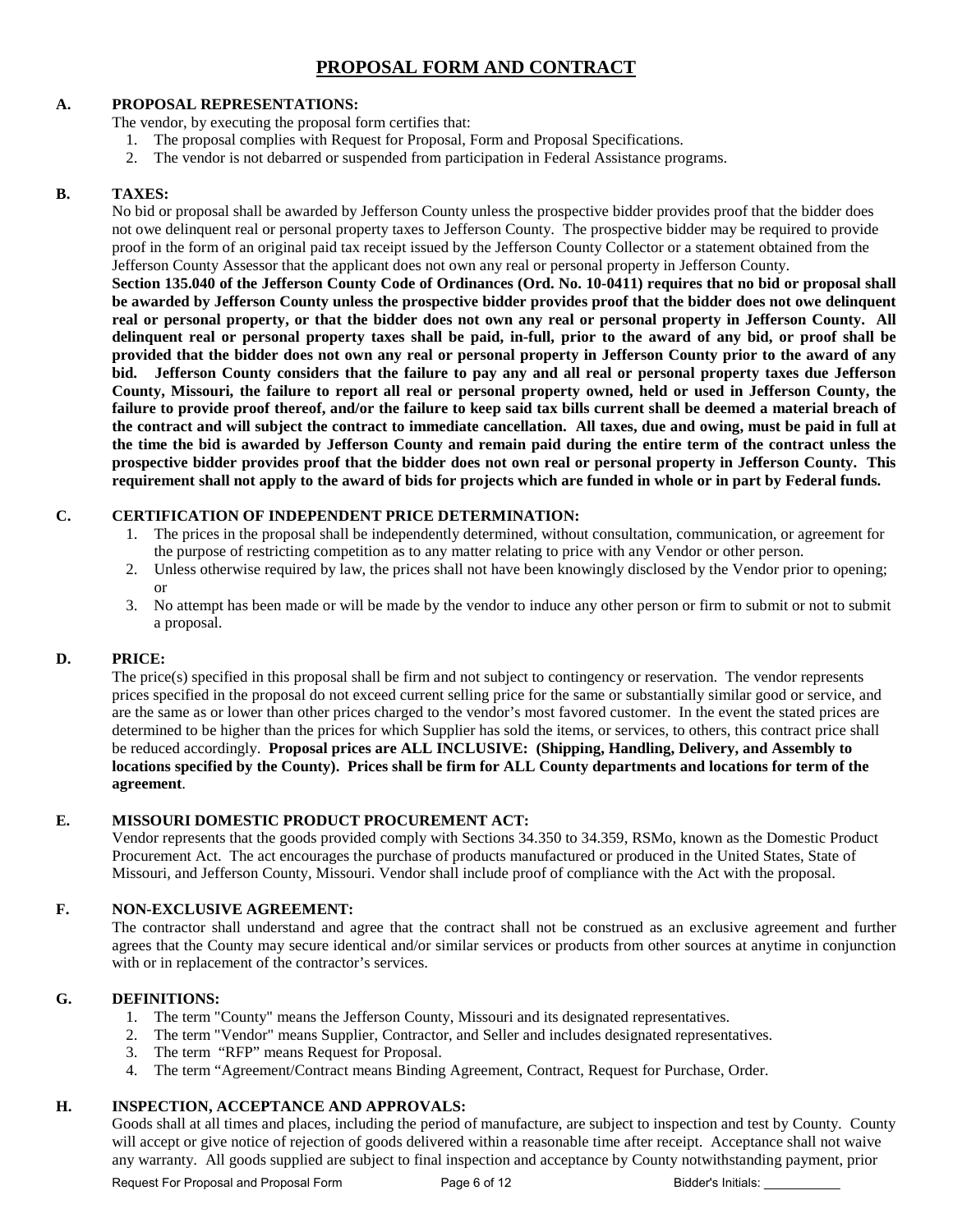# PROPOSAL FORM AND CONTRACT

## A. PROPOSAL REPRESENTATIONS:

The vendor, by executing the proposal form certifies that:

1. The proposal complies with Request for Proposal, Form and Proposal Specifications.
2. The vendor is not debarred or suspended from participation in Federal Assistance programs.

## B. TAXES:

No bid or proposal shall be awarded by Jefferson County unless the prospective bidder provides proof that the bidder does not owe delinquent real or personal property taxes to Jefferson County. The prospective bidder may be required to provide proof in the form of an original paid tax receipt issued by the Jefferson County Collector or a statement obtained from the Jefferson County Assessor that the applicant does not own any real or personal property in Jefferson County.

**Section 135.040 of the Jefferson County Code of Ordinances (Ord. No. 10-0411) requires that no bid or proposal shall be awarded by Jefferson County unless the prospective bidder provides proof that the bidder does not owe delinquent real or personal property, or that the bidder does not own any real or personal property in Jefferson County. All delinquent real or personal property taxes shall be paid, in-full, prior to the award of any bid, or proof shall be provided that the bidder does not own any real or personal property in Jefferson County prior to the award of any bid. Jefferson County considers that the failure to pay any and all real or personal property taxes due Jefferson County, Missouri, the failure to report all real or personal property owned, held or used in Jefferson County, the failure to provide proof thereof, and/or the failure to keep said tax bills current shall be deemed a material breach of the contract and will subject the contract to immediate cancellation. All taxes, due and owing, must be paid in full at the time the bid is awarded by Jefferson County and remain paid during the entire term of the contract unless the prospective bidder provides proof that the bidder does not own real or personal property in Jefferson County. This requirement shall not apply to the award of bids for projects which are funded in whole or in part by Federal funds.**

## C. CERTIFICATION OF INDEPENDENT PRICE DETERMINATION:

1. The prices in the proposal shall be independently determined, without consultation, communication, or agreement for the purpose of restricting competition as to any matter relating to price with any Vendor or other person.
2. Unless otherwise required by law, the prices shall not have been knowingly disclosed by the Vendor prior to opening; or
3. No attempt has been made or will be made by the vendor to induce any other person or firm to submit or not to submit a proposal.

## D. PRICE:

The price(s) specified in this proposal shall be firm and not subject to contingency or reservation. The vendor represents prices specified in the proposal do not exceed current selling price for the same or substantially similar good or service, and are the same as or lower than other prices charged to the vendor's most favored customer. In the event the stated prices are determined to be higher than the prices for which Supplier has sold the items, or services, to others, this contract price shall be reduced accordingly. **Proposal prices are ALL INCLUSIVE: (Shipping, Handling, Delivery, and Assembly to locations specified by the County). Prices shall be firm for ALL County departments and locations for term of the agreement**.

## E. MISSOURI DOMESTIC PRODUCT PROCUREMENT ACT:

Vendor represents that the goods provided comply with Sections 34.350 to 34.359, RSMo, known as the Domestic Product Procurement Act. The act encourages the purchase of products manufactured or produced in the United States, State of Missouri, and Jefferson County, Missouri. Vendor shall include proof of compliance with the Act with the proposal.

## F. NON-EXCLUSIVE AGREEMENT:

The contractor shall understand and agree that the contract shall not be construed as an exclusive agreement and further agrees that the County may secure identical and/or similar services or products from other sources at anytime in conjunction with or in replacement of the contractor's services.

## G. DEFINITIONS:

1. The term "County" means the Jefferson County, Missouri and its designated representatives.
2. The term "Vendor" means Supplier, Contractor, and Seller and includes designated representatives.
3. The term "RFP" means Request for Proposal.
4. The term "Agreement/Contract means Binding Agreement, Contract, Request for Purchase, Order.

## H. INSPECTION, ACCEPTANCE AND APPROVALS:

Goods shall at all times and places, including the period of manufacture, are subject to inspection and test by County. County will accept or give notice of rejection of goods delivered within a reasonable time after receipt. Acceptance shall not waive any warranty. All goods supplied are subject to final inspection and acceptance by County notwithstanding payment, prior

Bidder's Initials: ___________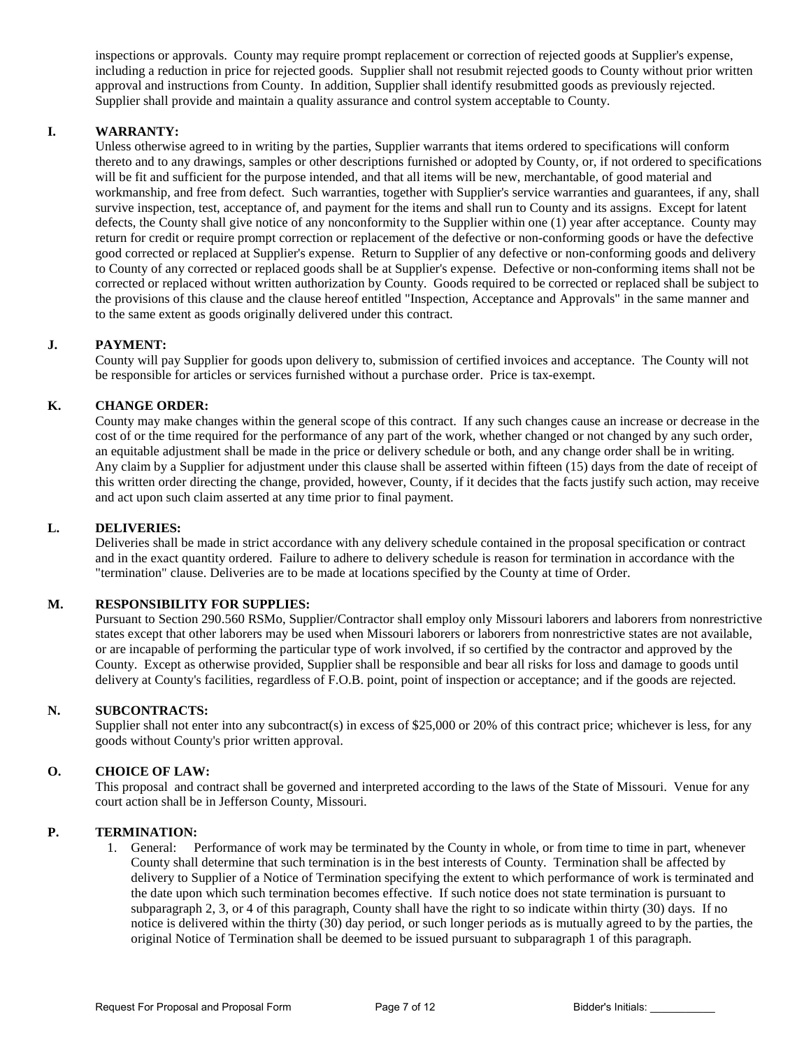inspections or approvals. County may require prompt replacement or correction of rejected goods at Supplier's expense, including a reduction in price for rejected goods. Supplier shall not resubmit rejected goods to County without prior written approval and instructions from County. In addition, Supplier shall identify resubmitted goods as previously rejected. Supplier shall provide and maintain a quality assurance and control system acceptable to County.

**I. WARRANTY:**

Unless otherwise agreed to in writing by the parties, Supplier warrants that items ordered to specifications will conform thereto and to any drawings, samples or other descriptions furnished or adopted by County, or, if not ordered to specifications will be fit and sufficient for the purpose intended, and that all items will be new, merchantable, of good material and workmanship, and free from defect. Such warranties, together with Supplier's service warranties and guarantees, if any, shall survive inspection, test, acceptance of, and payment for the items and shall run to County and its assigns. Except for latent defects, the County shall give notice of any nonconformity to the Supplier within one (1) year after acceptance. County may return for credit or require prompt correction or replacement of the defective or non-conforming goods or have the defective good corrected or replaced at Supplier's expense. Return to Supplier of any defective or non-conforming goods and delivery to County of any corrected or replaced goods shall be at Supplier's expense. Defective or non-conforming items shall not be corrected or replaced without written authorization by County. Goods required to be corrected or replaced shall be subject to the provisions of this clause and the clause hereof entitled "Inspection, Acceptance and Approvals" in the same manner and to the same extent as goods originally delivered under this contract.

**J. PAYMENT:**

County will pay Supplier for goods upon delivery to, submission of certified invoices and acceptance. The County will not be responsible for articles or services furnished without a purchase order. Price is tax-exempt.

**K. CHANGE ORDER:**

County may make changes within the general scope of this contract. If any such changes cause an increase or decrease in the cost of or the time required for the performance of any part of the work, whether changed or not changed by any such order, an equitable adjustment shall be made in the price or delivery schedule or both, and any change order shall be in writing. Any claim by a Supplier for adjustment under this clause shall be asserted within fifteen (15) days from the date of receipt of this written order directing the change, provided, however, County, if it decides that the facts justify such action, may receive and act upon such claim asserted at any time prior to final payment.

**L. DELIVERIES:**

Deliveries shall be made in strict accordance with any delivery schedule contained in the proposal specification or contract and in the exact quantity ordered. Failure to adhere to delivery schedule is reason for termination in accordance with the "termination" clause. Deliveries are to be made at locations specified by the County at time of Order.

**M. RESPONSIBILITY FOR SUPPLIES:**

Pursuant to Section 290.560 RSMo, Supplier/Contractor shall employ only Missouri laborers and laborers from nonrestrictive states except that other laborers may be used when Missouri laborers or laborers from nonrestrictive states are not available, or are incapable of performing the particular type of work involved, if so certified by the contractor and approved by the County. Except as otherwise provided, Supplier shall be responsible and bear all risks for loss and damage to goods until delivery at County's facilities, regardless of F.O.B. point, point of inspection or acceptance; and if the goods are rejected.

**N. SUBCONTRACTS:**

Supplier shall not enter into any subcontract(s) in excess of $25,000 or 20% of this contract price; whichever is less, for any goods without County's prior written approval.

**O. CHOICE OF LAW:**

This proposal and contract shall be governed and interpreted according to the laws of the State of Missouri. Venue for any court action shall be in Jefferson County, Missouri.

**P. TERMINATION:**

1. General: Performance of work may be terminated by the County in whole, or from time to time in part, whenever County shall determine that such termination is in the best interests of County. Termination shall be affected by delivery to Supplier of a Notice of Termination specifying the extent to which performance of work is terminated and the date upon which such termination becomes effective. If such notice does not state termination is pursuant to subparagraph 2, 3, or 4 of this paragraph, County shall have the right to so indicate within thirty (30) days. If no notice is delivered within the thirty (30) day period, or such longer periods as is mutually agreed to by the parties, the original Notice of Termination shall be deemed to be issued pursuant to subparagraph 1 of this paragraph.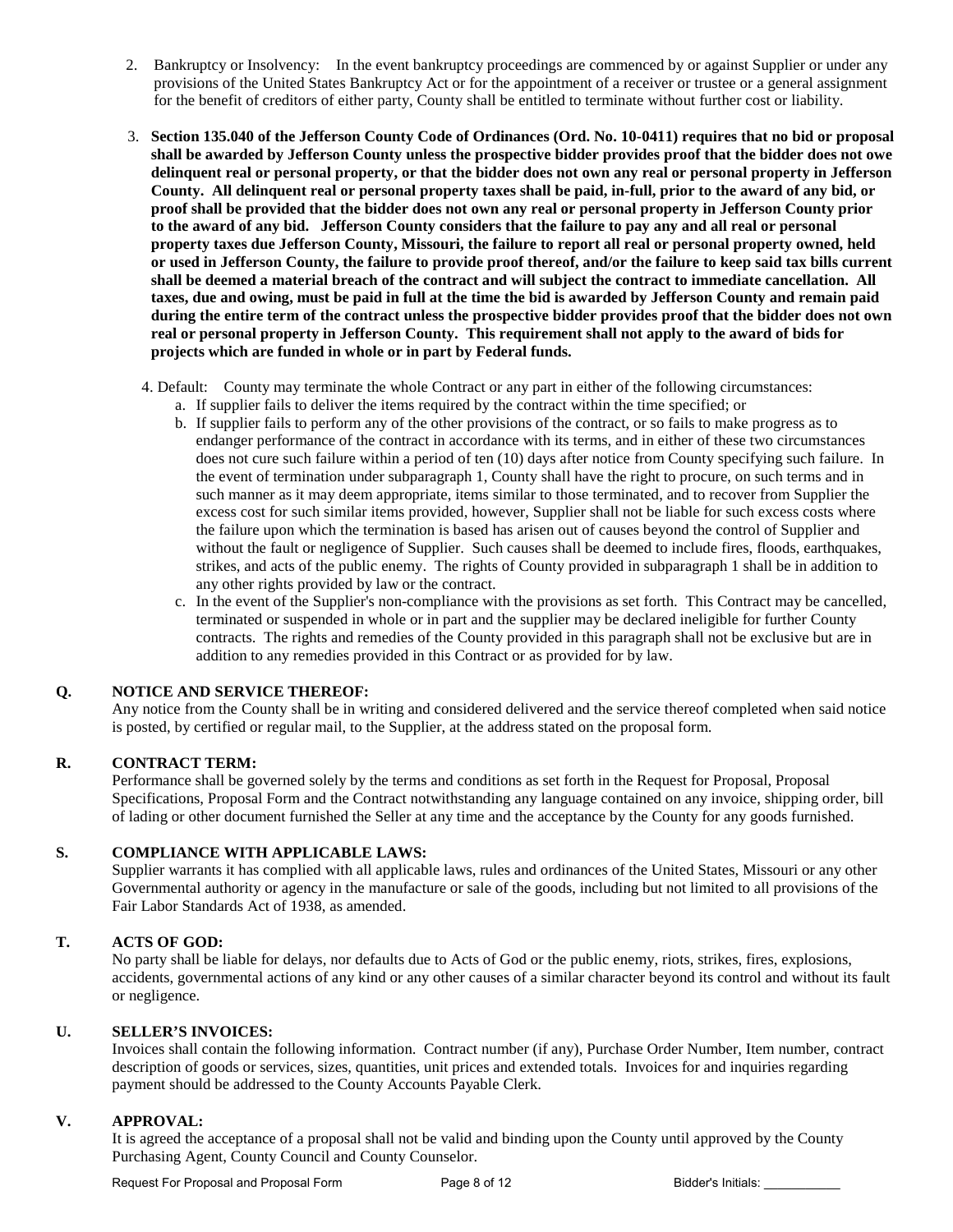2. Bankruptcy or Insolvency: In the event bankruptcy proceedings are commenced by or against Supplier or under any provisions of the United States Bankruptcy Act or for the appointment of a receiver or trustee or a general assignment for the benefit of creditors of either party, County shall be entitled to terminate without further cost or liability.

3. **Section 135.040 of the Jefferson County Code of Ordinances (Ord. No. 10-0411) requires that no bid or proposal shall be awarded by Jefferson County unless the prospective bidder provides proof that the bidder does not owe delinquent real or personal property, or that the bidder does not own any real or personal property in Jefferson County. All delinquent real or personal property taxes shall be paid, in-full, prior to the award of any bid, or proof shall be provided that the bidder does not own any real or personal property in Jefferson County prior to the award of any bid. Jefferson County considers that the failure to pay any and all real or personal property taxes due Jefferson County, Missouri, the failure to report all real or personal property owned, held or used in Jefferson County, the failure to provide proof thereof, and/or the failure to keep said tax bills current shall be deemed a material breach of the contract and will subject the contract to immediate cancellation. All taxes, due and owing, must be paid in full at the time the bid is awarded by Jefferson County and remain paid during the entire term of the contract unless the prospective bidder provides proof that the bidder does not own real or personal property in Jefferson County. This requirement shall not apply to the award of bids for projects which are funded in whole or in part by Federal funds.**

4. Default: County may terminate the whole Contract or any part in either of the following circumstances:
   a. If supplier fails to deliver the items required by the contract within the time specified; or
   b. If supplier fails to perform any of the other provisions of the contract, or so fails to make progress as to endanger performance of the contract in accordance with its terms, and in either of these two circumstances does not cure such failure within a period of ten (10) days after notice from County specifying such failure. In the event of termination under subparagraph 1, County shall have the right to procure, on such terms and in such manner as it may deem appropriate, items similar to those terminated, and to recover from Supplier the excess cost for such similar items provided, however, Supplier shall not be liable for such excess costs where the failure upon which the termination is based has arisen out of causes beyond the control of Supplier and without the fault or negligence of Supplier. Such causes shall be deemed to include fires, floods, earthquakes, strikes, and acts of the public enemy. The rights of County provided in subparagraph 1 shall be in addition to any other rights provided by law or the contract.
   c. In the event of the Supplier's non-compliance with the provisions as set forth. This Contract may be cancelled, terminated or suspended in whole or in part and the supplier may be declared ineligible for further County contracts. The rights and remedies of the County provided in this paragraph shall not be exclusive but are in addition to any remedies provided in this Contract or as provided for by law.

**Q. NOTICE AND SERVICE THEREOF:**

Any notice from the County shall be in writing and considered delivered and the service thereof completed when said notice is posted, by certified or regular mail, to the Supplier, at the address stated on the proposal form.

**R. CONTRACT TERM:**

Performance shall be governed solely by the terms and conditions as set forth in the Request for Proposal, Proposal Specifications, Proposal Form and the Contract notwithstanding any language contained on any invoice, shipping order, bill of lading or other document furnished the Seller at any time and the acceptance by the County for any goods furnished.

**S. COMPLIANCE WITH APPLICABLE LAWS:**

Supplier warrants it has complied with all applicable laws, rules and ordinances of the United States, Missouri or any other Governmental authority or agency in the manufacture or sale of the goods, including but not limited to all provisions of the Fair Labor Standards Act of 1938, as amended.

**T. ACTS OF GOD:**

No party shall be liable for delays, nor defaults due to Acts of God or the public enemy, riots, strikes, fires, explosions, accidents, governmental actions of any kind or any other causes of a similar character beyond its control and without its fault or negligence.

**U. SELLER'S INVOICES:**

Invoices shall contain the following information. Contract number (if any), Purchase Order Number, Item number, contract description of goods or services, sizes, quantities, unit prices and extended totals. Invoices for and inquiries regarding payment should be addressed to the County Accounts Payable Clerk.

**V. APPROVAL:**

It is agreed the acceptance of a proposal shall not be valid and binding upon the County until approved by the County Purchasing Agent, County Council and County Counselor.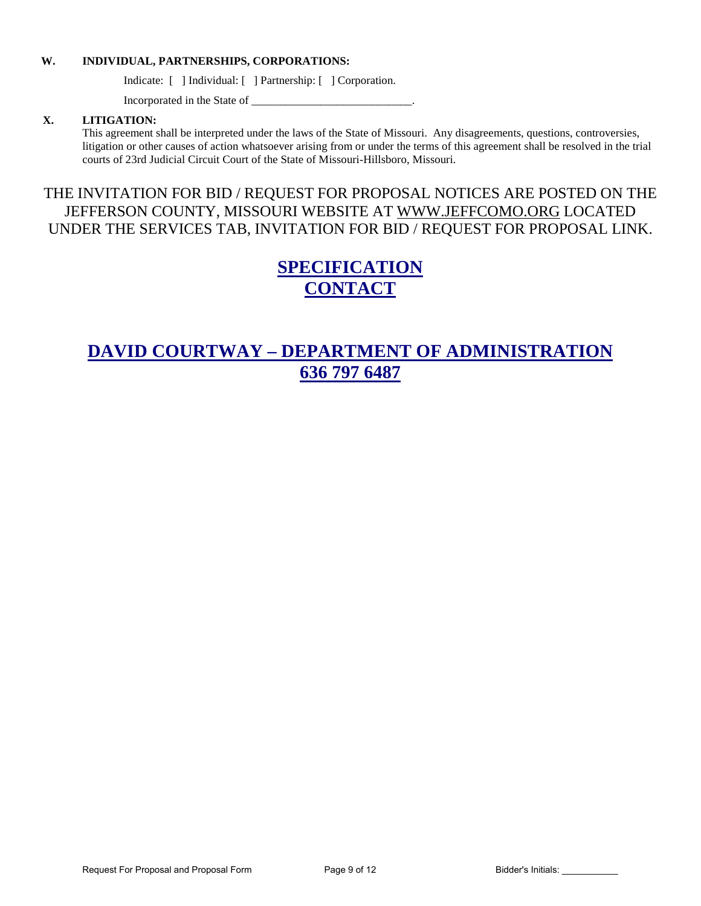**W. INDIVIDUAL, PARTNERSHIPS, CORPORATIONS:**

Indicate: [ ] Individual: [ ] Partnership: [ ] Corporation.

Incorporated in the State of ____________________________.

**X. LITIGATION:**

This agreement shall be interpreted under the laws of the State of Missouri. Any disagreements, questions, controversies, litigation or other causes of action whatsoever arising from or under the terms of this agreement shall be resolved in the trial courts of 23rd Judicial Circuit Court of the State of Missouri-Hillsboro, Missouri.

THE INVITATION FOR BID / REQUEST FOR PROPOSAL NOTICES ARE POSTED ON THE JEFFERSON COUNTY, MISSOURI WEBSITE AT WWW.JEFFCOMO.ORG LOCATED UNDER THE SERVICES TAB, INVITATION FOR BID / REQUEST FOR PROPOSAL LINK.

## SPECIFICATION CONTACT

## DAVID COURTWAY – DEPARTMENT OF ADMINISTRATION 636 797 6487

Request For Proposal and Proposal Form

Bidder's Initials: ___________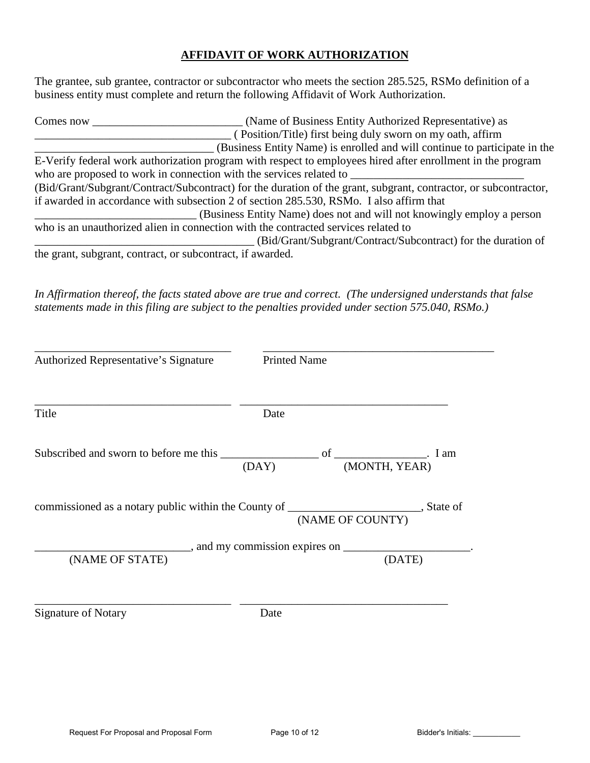## **AFFIDAVIT OF WORK AUTHORIZATION**

The grantee, sub grantee, contractor or subcontractor who meets the section 285.525, RSMo definition of a business entity must complete and return the following Affidavit of Work Authorization.

Comes now __________________________ (Name of Business Entity Authorized Representative) as __________________________________ ( Position/Title) first being duly sworn on my oath, affirm _______________________________ (Business Entity Name) is enrolled and will continue to participate in the E-Verify federal work authorization program with respect to employees hired after enrollment in the program who are proposed to work in connection with the services related to ______________________________ (Bid/Grant/Subgrant/Contract/Subcontract) for the duration of the grant, subgrant, contractor, or subcontractor, if awarded in accordance with subsection 2 of section 285.530, RSMo. I also affirm that ____________________________ (Business Entity Name) does not and will not knowingly employ a person who is an unauthorized alien in connection with the contracted services related to ______________________________________ (Bid/Grant/Subgrant/Contract/Subcontract) for the duration of the grant, subgrant, contract, or subcontract, if awarded.

*In Affirmation thereof, the facts stated above are true and correct. (The undersigned understands that false statements made in this filing are subject to the penalties provided under section 575.040, RSMo.)*

__________________________________ __________________________________________

Authorized Representative's Signature Printed Name

__________________________________ ____________________________________

Title Date

Subscribed and sworn to before me this _________________ of ________________. I am
(DAY) (MONTH, YEAR)

commissioned as a notary public within the County of _______________________, State of
(NAME OF COUNTY)

__________________________, and my commission expires on ______________________.
(NAME OF STATE) (DATE)

__________________________________ ____________________________________

Signature of Notary Date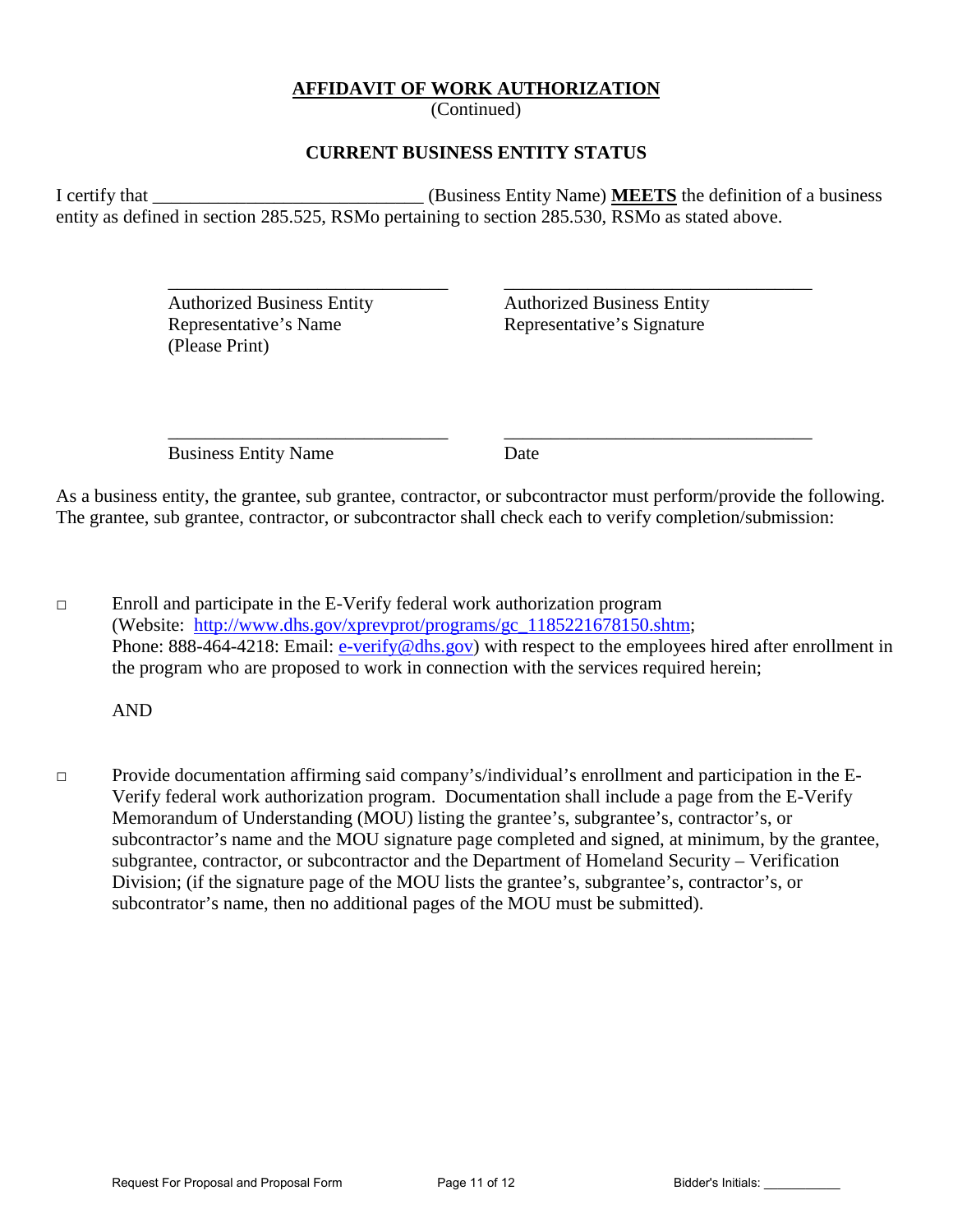## AFFIDAVIT OF WORK AUTHORIZATION

(Continued)

### CURRENT BUSINESS ENTITY STATUS

I certify that _____________________________ (Business Entity Name) **MEETS** the definition of a business entity as defined in section 285.525, RSMo pertaining to section 285.530, RSMo as stated above.

| _______________________________ | __________________________________ |
|---|---|
| Authorized Business Entity Representative's Name (Please Print) | Authorized Business Entity Representative's Signature |
| _______________________________ | __________________________________ |
| Business Entity Name | Date |

As a business entity, the grantee, sub grantee, contractor, or subcontractor must perform/provide the following. The grantee, sub grantee, contractor, or subcontractor shall check each to verify completion/submission:

□ Enroll and participate in the E-Verify federal work authorization program (Website: http://www.dhs.gov/xprevprot/programs/gc_1185221678150.shtm; Phone: 888-464-4218: Email: e-verify@dhs.gov) with respect to the employees hired after enrollment in the program who are proposed to work in connection with the services required herein;

AND

□ Provide documentation affirming said company's/individual's enrollment and participation in the E-Verify federal work authorization program. Documentation shall include a page from the E-Verify Memorandum of Understanding (MOU) listing the grantee's, subgrantee's, contractor's, or subcontractor's name and the MOU signature page completed and signed, at minimum, by the grantee, subgrantee, contractor, or subcontractor and the Department of Homeland Security – Verification Division; (if the signature page of the MOU lists the grantee's, subgrantee's, contractor's, or subcontrator's name, then no additional pages of the MOU must be submitted).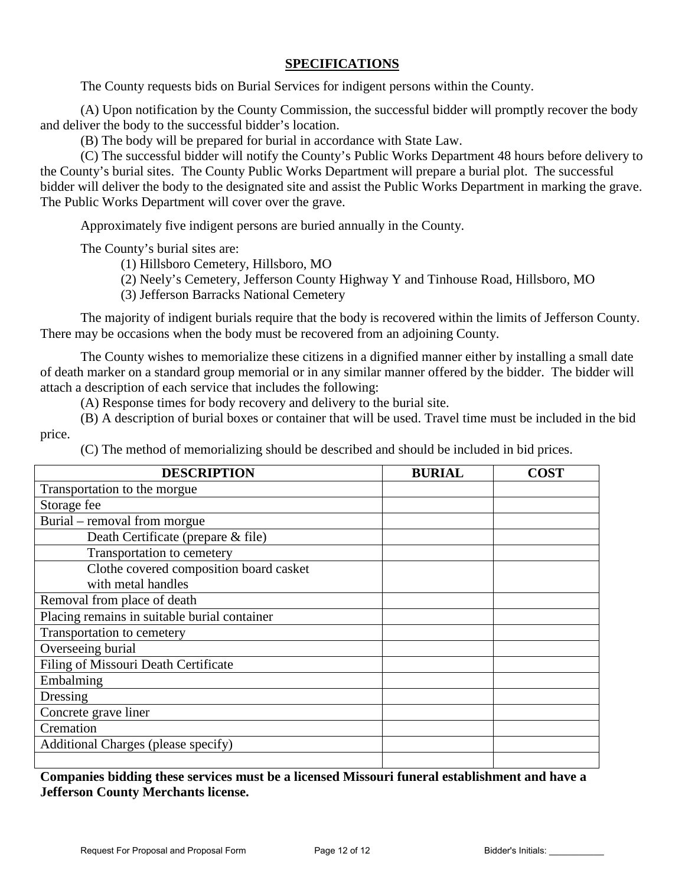## SPECIFICATIONS

The County requests bids on Burial Services for indigent persons within the County.

(A) Upon notification by the County Commission, the successful bidder will promptly recover the body and deliver the body to the successful bidder's location.

(B) The body will be prepared for burial in accordance with State Law.

(C) The successful bidder will notify the County's Public Works Department 48 hours before delivery to the County's burial sites. The County Public Works Department will prepare a burial plot. The successful bidder will deliver the body to the designated site and assist the Public Works Department in marking the grave. The Public Works Department will cover over the grave.

Approximately five indigent persons are buried annually in the County.

The County's burial sites are:

(1) Hillsboro Cemetery, Hillsboro, MO
(2) Neely's Cemetery, Jefferson County Highway Y and Tinhouse Road, Hillsboro, MO
(3) Jefferson Barracks National Cemetery

The majority of indigent burials require that the body is recovered within the limits of Jefferson County. There may be occasions when the body must be recovered from an adjoining County.

The County wishes to memorialize these citizens in a dignified manner either by installing a small date of death marker on a standard group memorial or in any similar manner offered by the bidder. The bidder will attach a description of each service that includes the following:

(A) Response times for body recovery and delivery to the burial site.

(B) A description of burial boxes or container that will be used. Travel time must be included in the bid price.

(C) The method of memorializing should be described and should be included in bid prices.

| DESCRIPTION | BURIAL | COST |
|---|---|---|
| Transportation to the morgue | | |
| Storage fee | | |
| Burial – removal from morgue | | |
| Death Certificate (prepare & file) | | |
| Transportation to cemetery | | |
| Clothe covered composition board casket with metal handles | | |
| Removal from place of death | | |
| Placing remains in suitable burial container | | |
| Transportation to cemetery | | |
| Overseeing burial | | |
| Filing of Missouri Death Certificate | | |
| Embalming | | |
| Dressing | | |
| Concrete grave liner | | |
| Cremation | | |
| Additional Charges (please specify) | | |
| | | |

**Companies bidding these services must be a licensed Missouri funeral establishment and have a Jefferson County Merchants license.**

Bidder's Initials: ___________